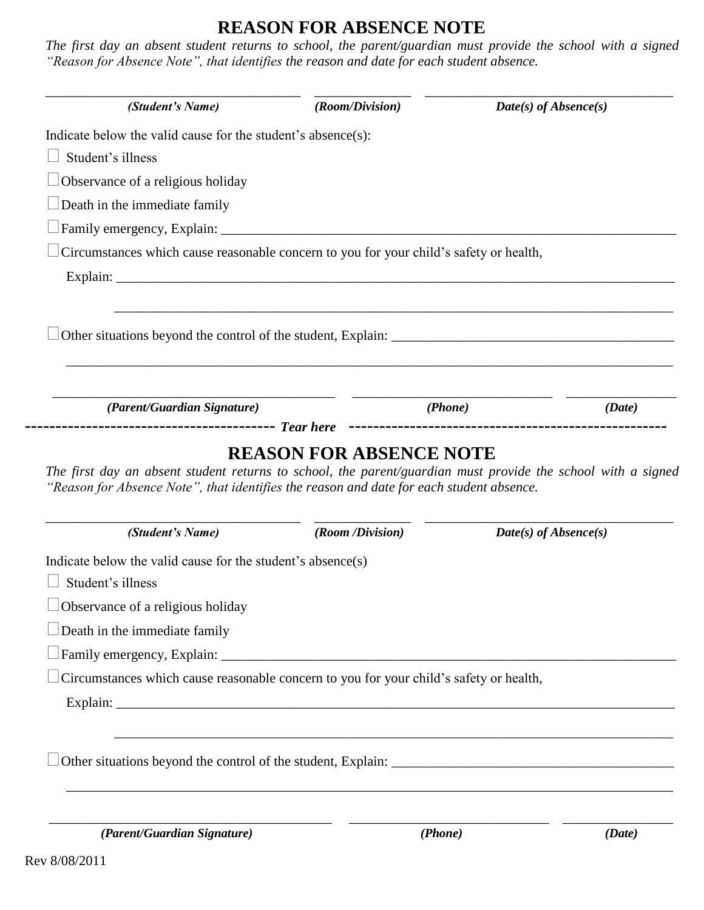# REASON FOR ABSENCE NOTE

*The first day an absent student returns to school, the parent/guardian must provide the school with a signed "Reason for Absence Note", that identifies the reason and date for each student absence.*

________________________________ ______________ ________________________________

***(Student's Name)*** ***(Room/Division)*** ***Date(s) of Absence(s)***

Indicate below the valid cause for the student's absence(s):

☐ Student's illness

☐ Observance of a religious holiday

☐ Death in the immediate family

☐ Family emergency, Explain: ______________________________________________________________

☐ Circumstances which cause reasonable concern to you for your child's safety or health,

Explain: ___________________________________________________________________________

___________________________________________________________________________

☐ Other situations beyond the control of the student, Explain: ______________________________________

___________________________________________________________________________

____________________________________ __________________________ ______________

***(Parent/Guardian Signature)*** ***(Phone)*** ***(Date)***

---------------------------------------- ***Tear here*** ----------------------------------------

# REASON FOR ABSENCE NOTE

*The first day an absent student returns to school, the parent/guardian must provide the school with a signed "Reason for Absence Note", that identifies the reason and date for each student absence.*

________________________________ ______________ ________________________________

***(Student's Name)*** ***(Room /Division)*** ***Date(s) of Absence(s)***

Indicate below the valid cause for the student's absence(s)

☐ Student's illness

☐ Observance of a religious holiday

☐ Death in the immediate family

☐ Family emergency, Explain: ______________________________________________________________

☐ Circumstances which cause reasonable concern to you for your child's safety or health,

Explain: ___________________________________________________________________________

___________________________________________________________________________

☐ Other situations beyond the control of the student, Explain: ______________________________________

___________________________________________________________________________

____________________________________ __________________________ ______________

***(Parent/Guardian Signature)*** ***(Phone)*** ***(Date)***

Rev 8/08/2011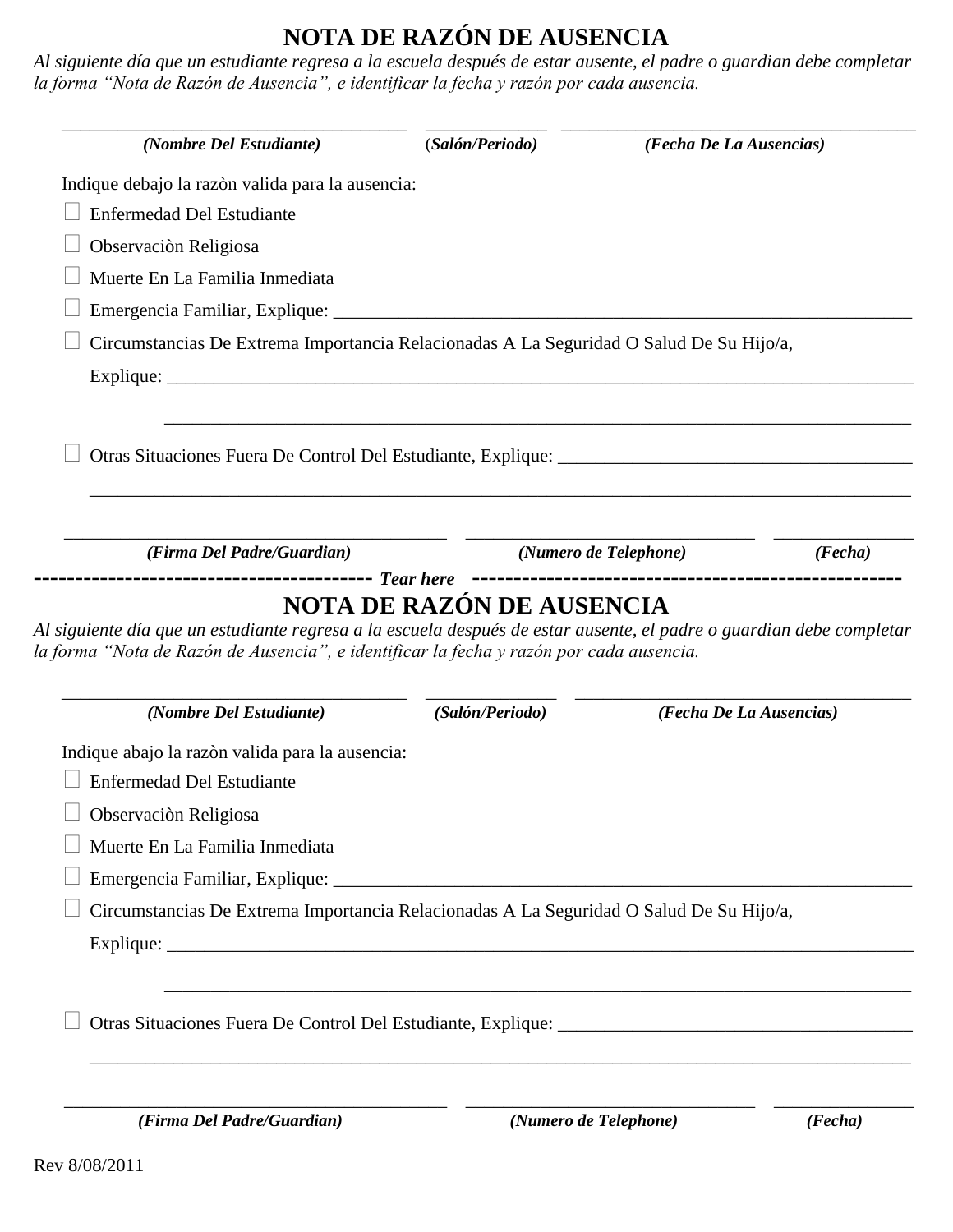# NOTA DE RAZÓN DE AUSENCIA

*Al siguiente día que un estudiante regresa a la escuela después de estar ausente, el padre o guardian debe completar la forma "Nota de Razón de Ausencia", e identificar la fecha y razón por cada ausencia.*

___________________________________ ____________ ___________________________________

***(Nombre Del Estudiante)*** (***Salón/Periodo)*** ***(Fecha De La Ausencias)***

Indique debajo la razòn valida para la ausencia:

- ☐ Enfermedad Del Estudiante
- ☐ Observaciòn Religiosa
- ☐ Muerte En La Familia Inmediata
- ☐ Emergencia Familiar, Explique: ______________________________________________________
- ☐ Circumstancias De Extrema Importancia Relacionadas A La Seguridad O Salud De Su Hijo/a,

  Explique: ______________________________________________________________________

  ______________________________________________________________________________

- ☐ Otras Situaciones Fuera De Control Del Estudiante, Explique: ________________________________

  ______________________________________________________________________________

_____________________________________ _____________________________ _____________

***(Firma Del Padre/Guardian)*** ***(Numero de Telephone)*** ***(Fecha)***

----------------------------------------- *Tear here* -----------------------------------------

# NOTA DE RAZÓN DE AUSENCIA

*Al siguiente día que un estudiante regresa a la escuela después de estar ausente, el padre o guardian debe completar la forma "Nota de Razón de Ausencia", e identificar la fecha y razón por cada ausencia.*

___________________________________ ____________ ___________________________________

***(Nombre Del Estudiante)*** ***(Salón/Periodo)*** ***(Fecha De La Ausencias)***

Indique abajo la razòn valida para la ausencia:

- ☐ Enfermedad Del Estudiante
- ☐ Observaciòn Religiosa
- ☐ Muerte En La Familia Inmediata
- ☐ Emergencia Familiar, Explique: ______________________________________________________
- ☐ Circumstancias De Extrema Importancia Relacionadas A La Seguridad O Salud De Su Hijo/a,

  Explique: ______________________________________________________________________

  ______________________________________________________________________________

- ☐ Otras Situaciones Fuera De Control Del Estudiante, Explique: ________________________________

  ______________________________________________________________________________

_____________________________________ _____________________________ _____________

***(Firma Del Padre/Guardian)*** ***(Numero de Telephone)*** ***(Fecha)***

Rev 8/08/2011